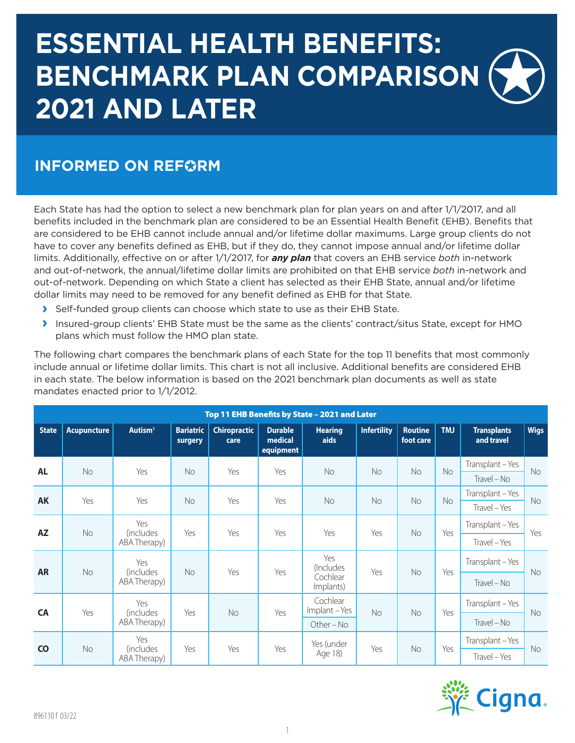# ESSENTIAL HEALTH BENEFITS: BENCHMARK PLAN COMPARISON 2021 AND LATER

## INFORMED ON REFORM

Each State has had the option to select a new benchmark plan for plan years on and after 1/1/2017, and all benefits included in the benchmark plan are considered to be an Essential Health Benefit (EHB). Benefits that are considered to be EHB cannot include annual and/or lifetime dollar maximums. Large group clients do not have to cover any benefits defined as EHB, but if they do, they cannot impose annual and/or lifetime dollar limits. Additionally, effective on or after 1/1/2017, for ***any plan*** that covers an EHB service *both* in-network and out-of-network, the annual/lifetime dollar limits are prohibited on that EHB service *both* in-network and out-of-network. Depending on which State a client has selected as their EHB State, annual and/or lifetime dollar limits may need to be removed for any benefit defined as EHB for that State.

- Self-funded group clients can choose which state to use as their EHB State.
- Insured-group clients' EHB State must be the same as the clients' contract/situs State, except for HMO plans which must follow the HMO plan state.

The following chart compares the benchmark plans of each State for the top 11 benefits that most commonly include annual or lifetime dollar limits. This chart is not all inclusive. Additional benefits are considered EHB in each state. The below information is based on the 2021 benchmark plan documents as well as state mandates enacted prior to 1/1/2012.

**Top 11 EHB Benefits by State – 2021 and Later**

| State | Acupuncture | Autism[1] | Bariatric surgery | Chiropractic care | Durable medical equipment | Hearing aids | Infertility | Routine foot care | TMJ | Transplants and travel | Wigs |
|---|---|---|---|---|---|---|---|---|---|---|---|
| **AL** | No | Yes | No | Yes | Yes | No | No | No | No | Transplant – Yes<br>Travel – No | No |
| **AK** | Yes | Yes | No | Yes | Yes | No | No | No | No | Transplant – Yes<br>Travel – Yes | No |
| **AZ** | No | Yes (includes ABA Therapy) | Yes | Yes | Yes | Yes | Yes | No | Yes | Transplant – Yes<br>Travel – Yes | Yes |
| **AR** | No | Yes (includes ABA Therapy) | No | Yes | Yes | Yes (Includes Cochlear Implants) | Yes | No | Yes | Transplant – Yes<br>Travel – No | No |
| **CA** | Yes | Yes (includes ABA Therapy) | Yes | No | Yes | Cochlear Implant – Yes<br>Other – No | No | No | Yes | Transplant – Yes<br>Travel – No | No |
| **CO** | No | Yes (includes ABA Therapy) | Yes | Yes | Yes | Yes (under Age 18) | Yes | No | Yes | Transplant – Yes<br>Travel – Yes | No |

896110 f 03/22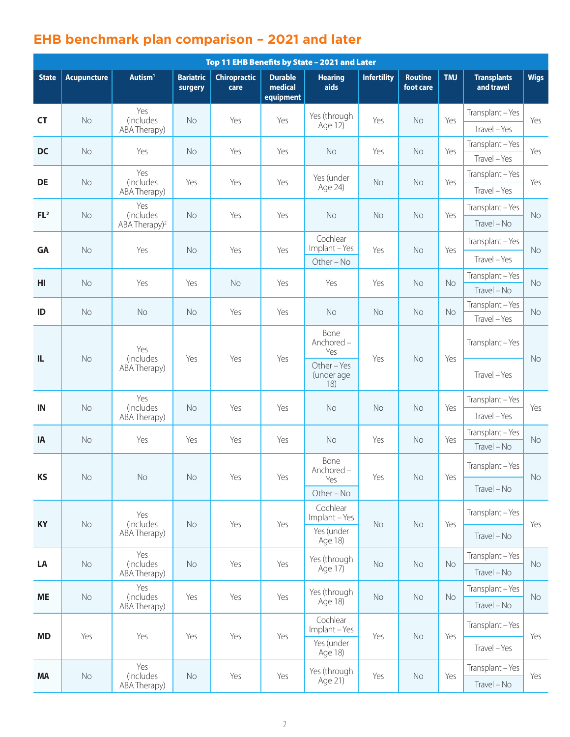## EHB benchmark plan comparison – 2021 and later

| Top 11 EHB Benefits by State – 2021 and Later | | | | | | | | | | | |
|---|---|---|---|---|---|---|---|---|---|---|---|
| State | Acupuncture | Autism[1] | Bariatric surgery | Chiropractic care | Durable medical equipment | Hearing aids | Infertility | Routine foot care | TMJ | Transplants and travel | Wigs |
| CT | No | Yes (includes ABA Therapy) | No | Yes | Yes | Yes (through Age 12) | Yes | No | Yes | Transplant – Yes<br>Travel – Yes | Yes |
| DC | No | Yes | No | Yes | Yes | No | Yes | No | Yes | Transplant – Yes<br>Travel – Yes | Yes |
| DE | No | Yes (includes ABA Therapy) | Yes | Yes | Yes | Yes (under Age 24) | No | No | Yes | Transplant – Yes<br>Travel – Yes | Yes |
| FL[2] | No | Yes (includes ABA Therapy)[2] | No | Yes | Yes | No | No | No | Yes | Transplant – Yes<br>Travel – No | No |
| GA | No | Yes | No | Yes | Yes | Cochlear Implant – Yes<br>Other – No | Yes | No | Yes | Transplant – Yes<br>Travel – Yes | No |
| HI | No | Yes | Yes | No | Yes | Yes | Yes | No | No | Transplant – Yes<br>Travel – No | No |
| ID | No | No | No | Yes | Yes | No | No | No | No | Transplant – Yes<br>Travel – Yes | No |
| IL | No | Yes (includes ABA Therapy) | Yes | Yes | Yes | Bone Anchored – Yes<br>Other – Yes (under age 18) | Yes | No | Yes | Transplant – Yes<br>Travel – Yes | No |
| IN | No | Yes (includes ABA Therapy) | No | Yes | Yes | No | No | No | Yes | Transplant – Yes<br>Travel – Yes | Yes |
| IA | No | Yes | Yes | Yes | Yes | No | Yes | No | Yes | Transplant – Yes<br>Travel – No | No |
| KS | No | No | No | Yes | Yes | Bone Anchored – Yes<br>Other – No | Yes | No | Yes | Transplant – Yes<br>Travel – No | No |
| KY | No | Yes (includes ABA Therapy) | No | Yes | Yes | Cochlear Implant – Yes<br>Yes (under Age 18) | No | No | Yes | Transplant – Yes<br>Travel – No | Yes |
| LA | No | Yes (includes ABA Therapy) | No | Yes | Yes | Yes (through Age 17) | No | No | No | Transplant – Yes<br>Travel – No | No |
| ME | No | Yes (includes ABA Therapy) | Yes | Yes | Yes | Yes (through Age 18) | No | No | No | Transplant – Yes<br>Travel – No | No |
| MD | Yes | Yes | Yes | Yes | Yes | Cochlear Implant – Yes<br>Yes (under Age 18) | Yes | No | Yes | Transplant – Yes<br>Travel – Yes | Yes |
| MA | No | Yes (includes ABA Therapy) | No | Yes | Yes | Yes (through Age 21) | Yes | No | Yes | Transplant – Yes<br>Travel – No | Yes |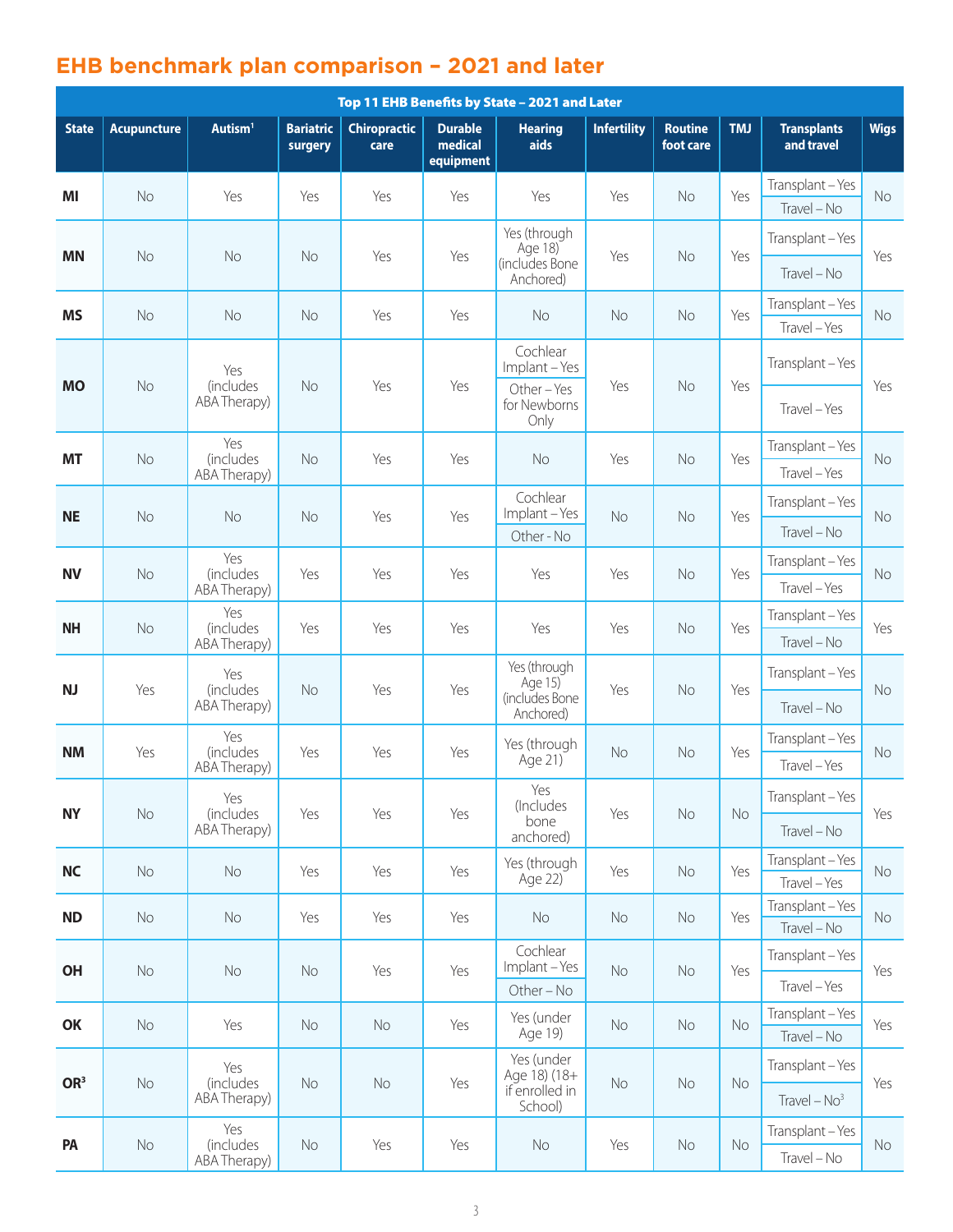## EHB benchmark plan comparison – 2021 and later

| Top 11 EHB Benefits by State – 2021 and Later | | | | | | | | | | | |
|---|---|---|---|---|---|---|---|---|---|---|---|
| State | Acupuncture | Autism[1] | Bariatric surgery | Chiropractic care | Durable medical equipment | Hearing aids | Infertility | Routine foot care | TMJ | Transplants and travel | Wigs |
| MI | No | Yes | Yes | Yes | Yes | Yes | Yes | No | Yes | Transplant – Yes<br>Travel – No | No |
| MN | No | No | No | Yes | Yes | Yes (through Age 18) (includes Bone Anchored) | Yes | No | Yes | Transplant – Yes<br>Travel – No | Yes |
| MS | No | No | No | Yes | Yes | No | No | No | Yes | Transplant – Yes<br>Travel – Yes | No |
| MO | No | Yes (includes ABA Therapy) | No | Yes | Yes | Cochlear Implant – Yes<br>Other – Yes for Newborns Only | Yes | No | Yes | Transplant – Yes<br>Travel – Yes | Yes |
| MT | No | Yes (includes ABA Therapy) | No | Yes | Yes | No | Yes | No | Yes | Transplant – Yes<br>Travel – Yes | No |
| NE | No | No | No | Yes | Yes | Cochlear Implant – Yes<br>Other - No | No | No | Yes | Transplant – Yes<br>Travel – No | No |
| NV | No | Yes (includes ABA Therapy) | Yes | Yes | Yes | Yes | Yes | No | Yes | Transplant – Yes<br>Travel – Yes | No |
| NH | No | Yes (includes ABA Therapy) | Yes | Yes | Yes | Yes | Yes | No | Yes | Transplant – Yes<br>Travel – No | Yes |
| NJ | Yes | Yes (includes ABA Therapy) | No | Yes | Yes | Yes (through Age 15) (includes Bone Anchored) | Yes | No | Yes | Transplant – Yes<br>Travel – No | No |
| NM | Yes | Yes (includes ABA Therapy) | Yes | Yes | Yes | Yes (through Age 21) | No | No | Yes | Transplant – Yes<br>Travel – Yes | No |
| NY | No | Yes (includes ABA Therapy) | Yes | Yes | Yes | Yes (Includes bone anchored) | Yes | No | No | Transplant – Yes<br>Travel – No | Yes |
| NC | No | No | Yes | Yes | Yes | Yes (through Age 22) | Yes | No | Yes | Transplant – Yes<br>Travel – Yes | No |
| ND | No | No | Yes | Yes | Yes | No | No | No | Yes | Transplant – Yes<br>Travel – No | No |
| OH | No | No | No | Yes | Yes | Cochlear Implant – Yes<br>Other – No | No | No | Yes | Transplant – Yes<br>Travel – Yes | Yes |
| OK | No | Yes | No | No | Yes | Yes (under Age 19) | No | No | No | Transplant – Yes<br>Travel – No | Yes |
| OR[3] | No | Yes (includes ABA Therapy) | No | No | Yes | Yes (under Age 18) (18+ if enrolled in School) | No | No | No | Transplant – Yes<br>Travel – No[3] | Yes |
| PA | No | Yes (includes ABA Therapy) | No | Yes | Yes | No | Yes | No | No | Transplant – Yes<br>Travel – No | No |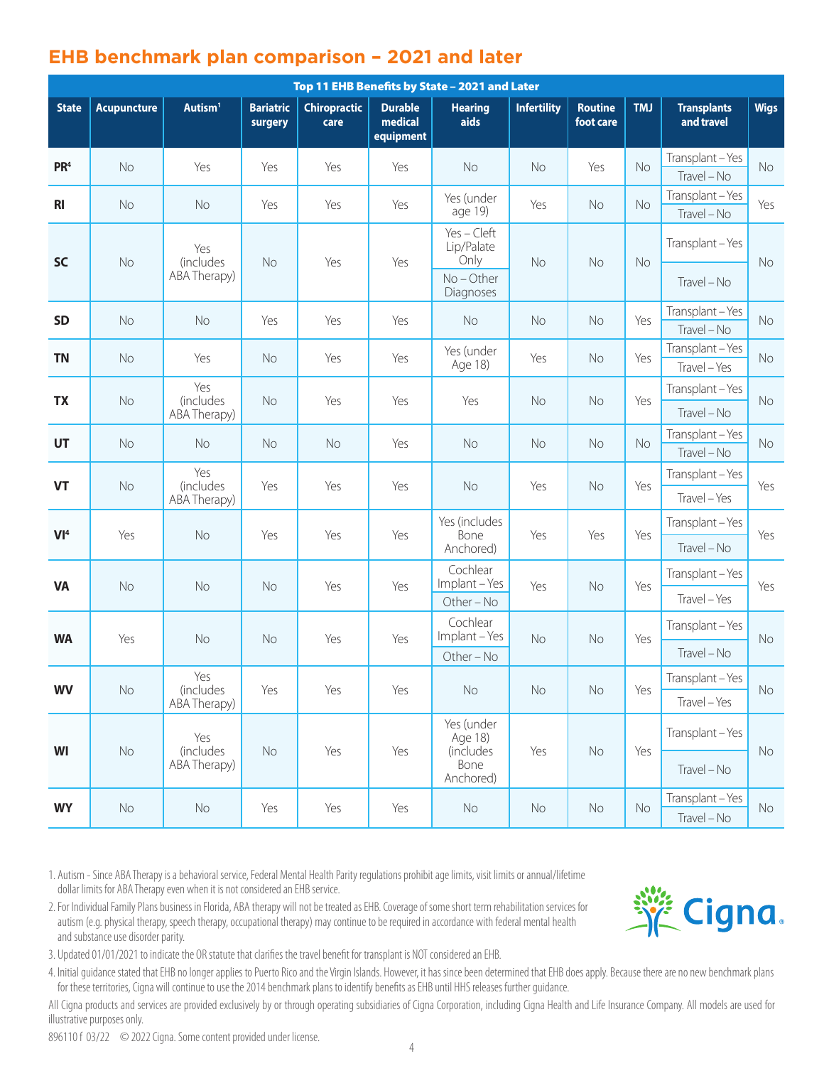## EHB benchmark plan comparison – 2021 and later

| Top 11 EHB Benefits by State – 2021 and Later | | | | | | | | | | | |
|---|---|---|---|---|---|---|---|---|---|---|---|
| State | Acupuncture | Autism[1] | Bariatric surgery | Chiropractic care | Durable medical equipment | Hearing aids | Infertility | Routine foot care | TMJ | Transplants and travel | Wigs |
| PR[4] | No | Yes | Yes | Yes | Yes | No | No | Yes | No | Transplant – Yes<br>Travel – No | No |
| RI | No | No | Yes | Yes | Yes | Yes (under age 19) | Yes | No | No | Transplant – Yes<br>Travel – No | Yes |
| SC | No | Yes (includes ABA Therapy) | No | Yes | Yes | Yes – Cleft Lip/Palate Only<br>No – Other Diagnoses | No | No | No | Transplant – Yes<br>Travel – No | No |
| SD | No | No | Yes | Yes | Yes | No | No | No | Yes | Transplant – Yes<br>Travel – No | No |
| TN | No | Yes | No | Yes | Yes | Yes (under Age 18) | Yes | No | Yes | Transplant – Yes<br>Travel – Yes | No |
| TX | No | Yes (includes ABA Therapy) | No | Yes | Yes | Yes | No | No | Yes | Transplant – Yes<br>Travel – No | No |
| UT | No | No | No | No | Yes | No | No | No | No | Transplant – Yes<br>Travel – No | No |
| VT | No | Yes (includes ABA Therapy) | Yes | Yes | Yes | No | Yes | No | Yes | Transplant – Yes<br>Travel – Yes | Yes |
| VI[4] | Yes | No | Yes | Yes | Yes | Yes (includes Bone Anchored) | Yes | Yes | Yes | Transplant – Yes<br>Travel – No | Yes |
| VA | No | No | No | Yes | Yes | Cochlear Implant – Yes<br>Other – No | Yes | No | Yes | Transplant – Yes<br>Travel – Yes | Yes |
| WA | Yes | No | No | Yes | Yes | Cochlear Implant – Yes<br>Other – No | No | No | Yes | Transplant – Yes<br>Travel – No | No |
| WV | No | Yes (includes ABA Therapy) | Yes | Yes | Yes | No | No | No | Yes | Transplant – Yes<br>Travel – Yes | No |
| WI | No | Yes (includes ABA Therapy) | No | Yes | Yes | Yes (under Age 18) (includes Bone Anchored) | Yes | No | Yes | Transplant – Yes<br>Travel – No | No |
| WY | No | No | Yes | Yes | Yes | No | No | No | No | Transplant – Yes<br>Travel – No | No |

1. Autism - Since ABA Therapy is a behavioral service, Federal Mental Health Parity regulations prohibit age limits, visit limits or annual/lifetime dollar limits for ABA Therapy even when it is not considered an EHB service.
2. For Individual Family Plans business in Florida, ABA therapy will not be treated as EHB. Coverage of some short term rehabilitation services for autism (e.g. physical therapy, speech therapy, occupational therapy) may continue to be required in accordance with federal mental health and substance use disorder parity.
3. Updated 01/01/2021 to indicate the OR statute that clarifies the travel benefit for transplant is NOT considered an EHB.
4. Initial guidance stated that EHB no longer applies to Puerto Rico and the Virgin Islands. However, it has since been determined that EHB does apply. Because there are no new benchmark plans for these territories, Cigna will continue to use the 2014 benchmark plans to identify benefits as EHB until HHS releases further guidance.

Cigna.

All Cigna products and services are provided exclusively by or through operating subsidiaries of Cigna Corporation, including Cigna Health and Life Insurance Company. All models are used for illustrative purposes only.

896110 f 03/22 © 2022 Cigna. Some content provided under license.